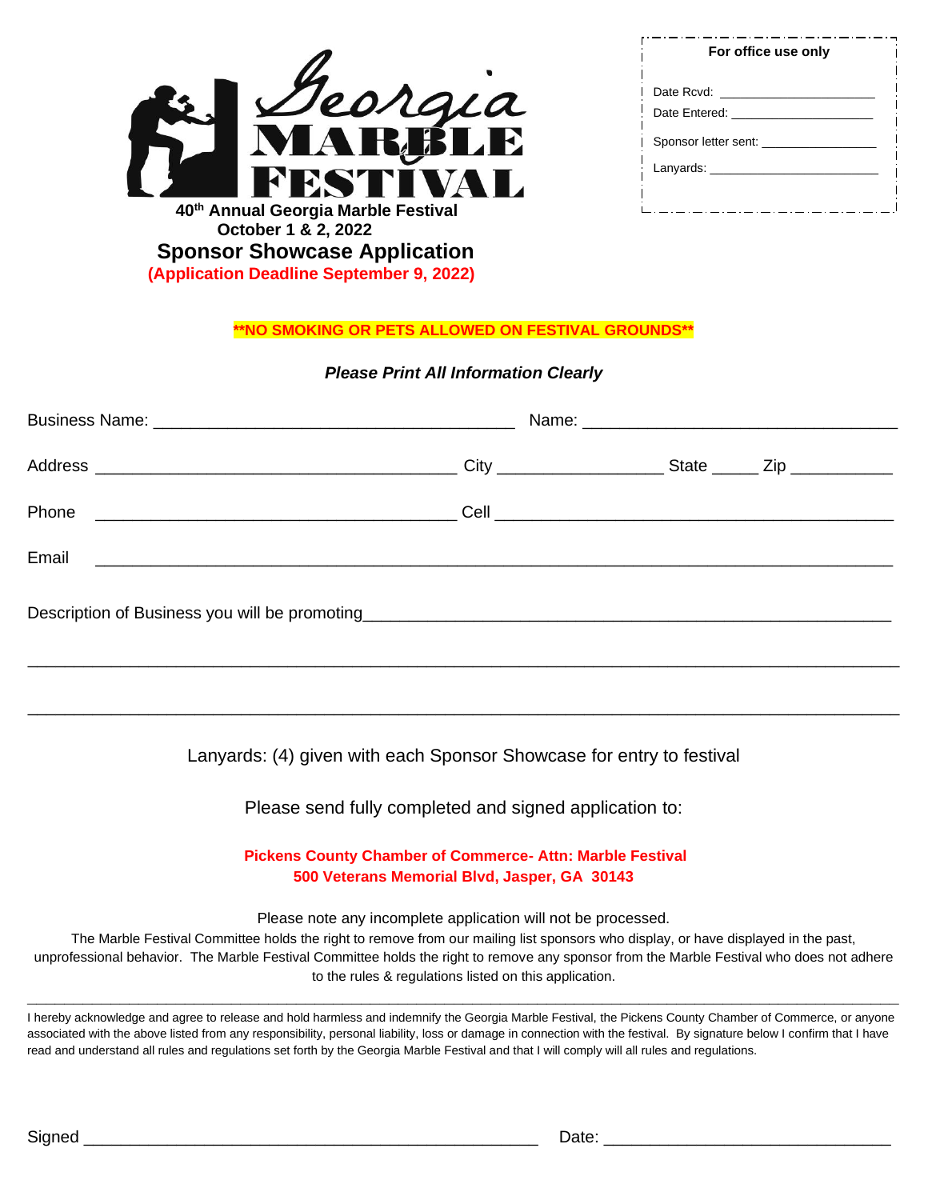# Georgia Marble Festival

**40th Annual Georgia Marble Festival**
**October 1 & 2, 2022**

## Sponsor Showcase Application

**(Application Deadline September 9, 2022)**

**For office use only**

Date Rcvd: ____________________

Date Entered: ____________________

Sponsor letter sent: ________________

Lanyards: ______________________

**\*\*NO SMOKING OR PETS ALLOWED ON FESTIVAL GROUNDS\*\***

***Please Print All Information Clearly***

Business Name: ______________________________________ Name: __________________________________

Address ______________________________________ City _________________ State _____ Zip ___________

Phone ______________________________________ Cell ______________________________________

Email ________________________________________________________________________________

Description of Business you will be promoting________________________________________________________

________________________________________________________________________________________

________________________________________________________________________________________

Lanyards: (4) given with each Sponsor Showcase for entry to festival

Please send fully completed and signed application to:

**Pickens County Chamber of Commerce- Attn: Marble Festival**
**500 Veterans Memorial Blvd, Jasper, GA 30143**

Please note any incomplete application will not be processed.
The Marble Festival Committee holds the right to remove from our mailing list sponsors who display, or have displayed in the past, unprofessional behavior. The Marble Festival Committee holds the right to remove any sponsor from the Marble Festival who does not adhere to the rules & regulations listed on this application.

---

I hereby acknowledge and agree to release and hold harmless and indemnify the Georgia Marble Festival, the Pickens County Chamber of Commerce, or anyone associated with the above listed from any responsibility, personal liability, loss or damage in connection with the festival. By signature below I confirm that I have read and understand all rules and regulations set forth by the Georgia Marble Festival and that I will comply will all rules and regulations.

Signed ______________________________________________ Date: ______________________________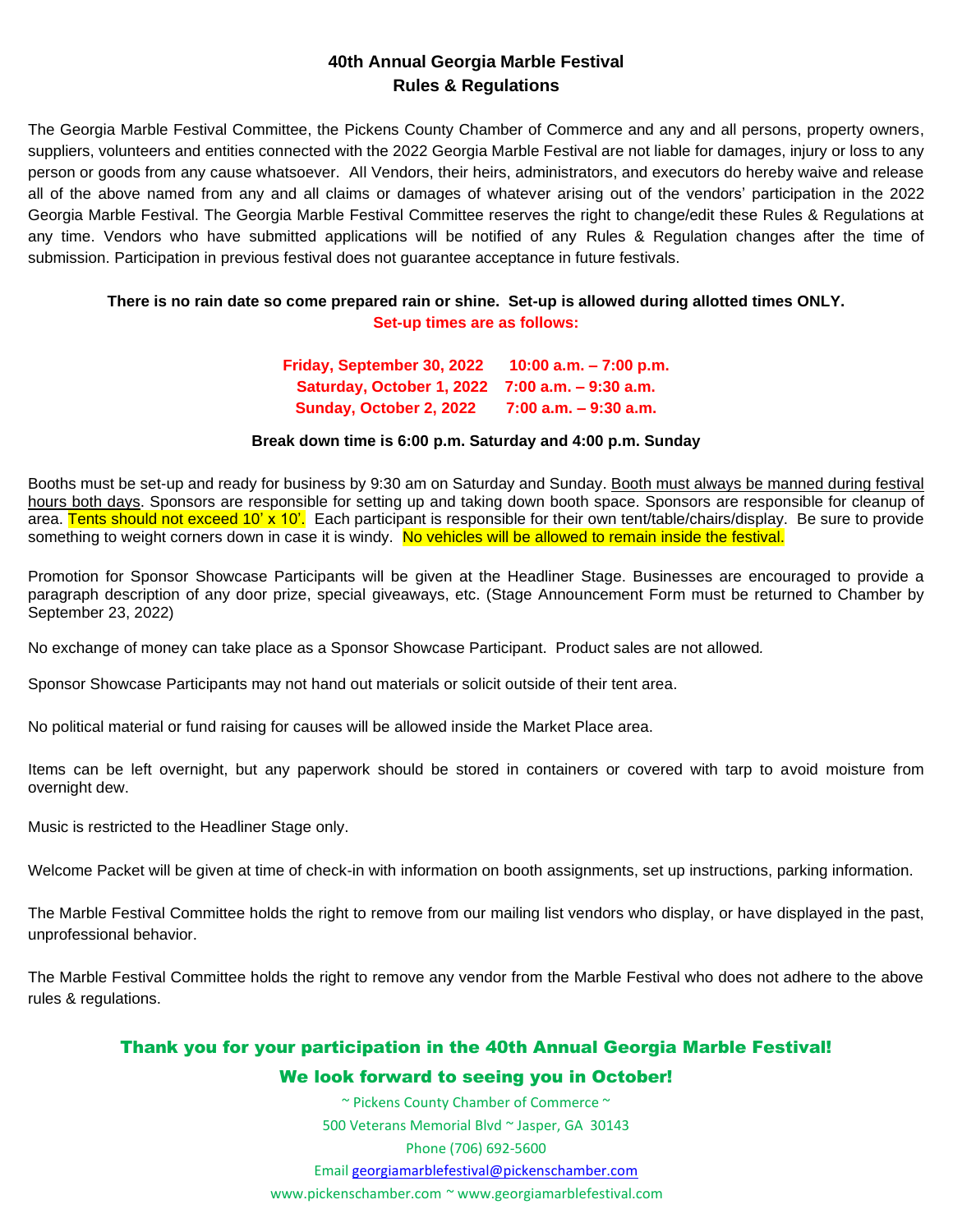# 40th Annual Georgia Marble Festival
## Rules & Regulations

The Georgia Marble Festival Committee, the Pickens County Chamber of Commerce and any and all persons, property owners, suppliers, volunteers and entities connected with the 2022 Georgia Marble Festival are not liable for damages, injury or loss to any person or goods from any cause whatsoever. All Vendors, their heirs, administrators, and executors do hereby waive and release all of the above named from any and all claims or damages of whatever arising out of the vendors' participation in the 2022 Georgia Marble Festival. The Georgia Marble Festival Committee reserves the right to change/edit these Rules & Regulations at any time. Vendors who have submitted applications will be notified of any Rules & Regulation changes after the time of submission. Participation in previous festival does not guarantee acceptance in future festivals.

**There is no rain date so come prepared rain or shine. Set-up is allowed during allotted times ONLY.**

**Set-up times are as follows:**

**Friday, September 30, 2022 10:00 a.m. – 7:00 p.m.**
**Saturday, October 1, 2022 7:00 a.m. – 9:30 a.m.**
**Sunday, October 2, 2022 7:00 a.m. – 9:30 a.m.**

**Break down time is 6:00 p.m. Saturday and 4:00 p.m. Sunday**

Booths must be set-up and ready for business by 9:30 am on Saturday and Sunday. Booth must always be manned during festival hours both days. Sponsors are responsible for setting up and taking down booth space. Sponsors are responsible for cleanup of area. Tents should not exceed 10' x 10'. Each participant is responsible for their own tent/table/chairs/display. Be sure to provide something to weight corners down in case it is windy. No vehicles will be allowed to remain inside the festival.

Promotion for Sponsor Showcase Participants will be given at the Headliner Stage. Businesses are encouraged to provide a paragraph description of any door prize, special giveaways, etc. (Stage Announcement Form must be returned to Chamber by September 23, 2022)

No exchange of money can take place as a Sponsor Showcase Participant. Product sales are not allowed.

Sponsor Showcase Participants may not hand out materials or solicit outside of their tent area.

No political material or fund raising for causes will be allowed inside the Market Place area.

Items can be left overnight, but any paperwork should be stored in containers or covered with tarp to avoid moisture from overnight dew.

Music is restricted to the Headliner Stage only.

Welcome Packet will be given at time of check-in with information on booth assignments, set up instructions, parking information.

The Marble Festival Committee holds the right to remove from our mailing list vendors who display, or have displayed in the past, unprofessional behavior.

The Marble Festival Committee holds the right to remove any vendor from the Marble Festival who does not adhere to the above rules & regulations.

**Thank you for your participation in the 40th Annual Georgia Marble Festival!**

**We look forward to seeing you in October!**

~ Pickens County Chamber of Commerce ~
500 Veterans Memorial Blvd ~ Jasper, GA 30143
Phone (706) 692-5600
Email georgiamarblefestival@pickenschamber.com
www.pickenschamber.com ~ www.georgiamarblefestival.com